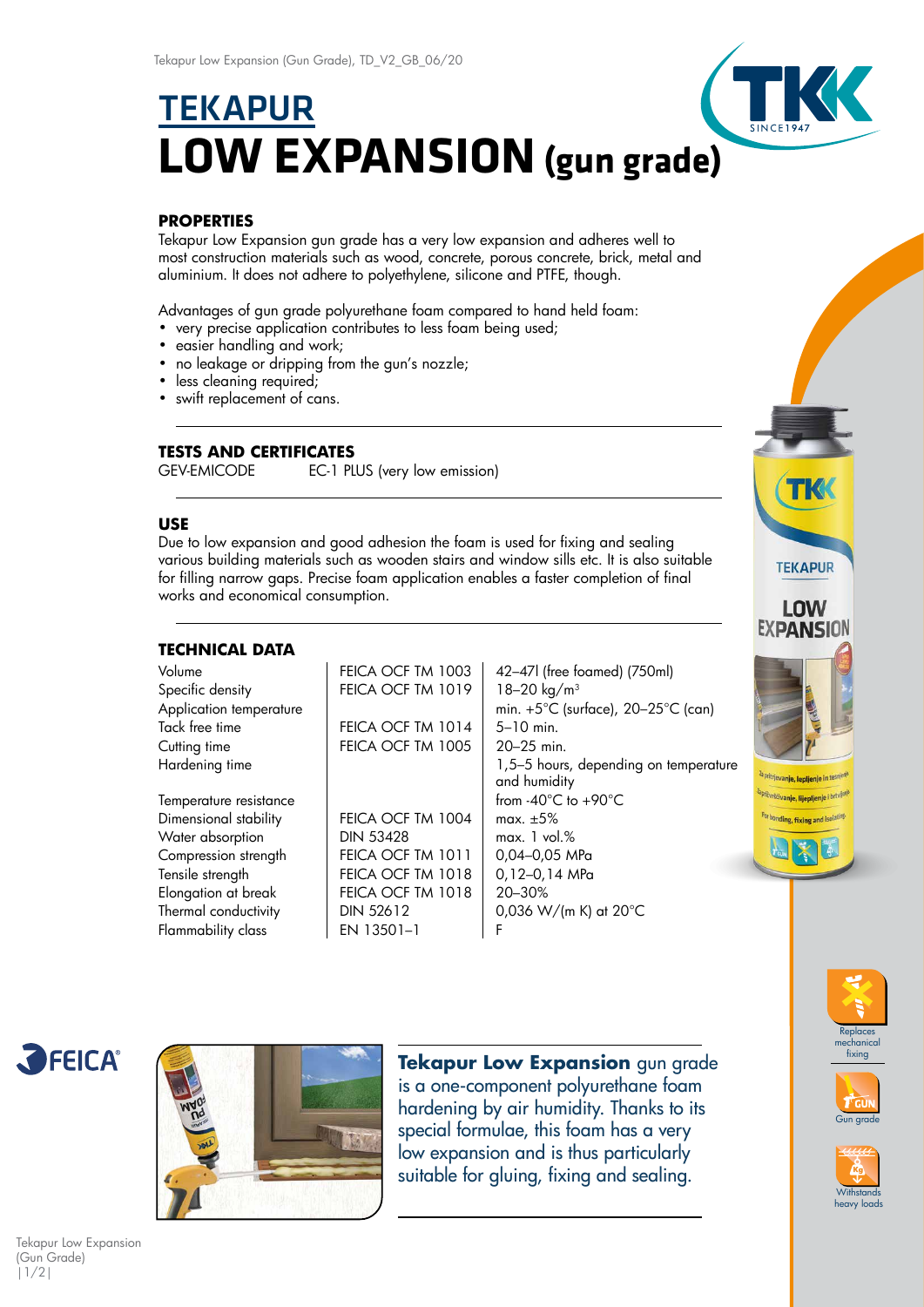# TEKAPUR
# LOW EXPANSION (gun grade)

## PROPERTIES

Tekapur Low Expansion gun grade has a very low expansion and adheres well to most construction materials such as wood, concrete, porous concrete, brick, metal and aluminium. It does not adhere to polyethylene, silicone and PTFE, though.

Advantages of gun grade polyurethane foam compared to hand held foam:

- very precise application contributes to less foam being used;
- easier handling and work;
- no leakage or dripping from the gun's nozzle;
- less cleaning required;
- swift replacement of cans.

## TESTS AND CERTIFICATES

GEV-EMICODE EC-1 PLUS (very low emission)

## USE

Due to low expansion and good adhesion the foam is used for fixing and sealing various building materials such as wooden stairs and window sills etc. It is also suitable for filling narrow gaps. Precise foam application enables a faster completion of final works and economical consumption.

## TECHNICAL DATA

| | | |
|---|---|---|
| Volume | FEICA OCF TM 1003 | 42–47l (free foamed) (750ml) |
| Specific density | FEICA OCF TM 1019 | 18–20 kg/m$^3$ |
| Application temperature | | min. +5°C (surface), 20–25°C (can) |
| Tack free time | FEICA OCF TM 1014 | 5–10 min. |
| Cutting time | FEICA OCF TM 1005 | 20–25 min. |
| Hardening time | | 1,5–5 hours, depending on temperature and humidity |
| Temperature resistance | | from -40°C to +90°C |
| Dimensional stability | FEICA OCF TM 1004 | max. ±5% |
| Water absorption | DIN 53428 | max. 1 vol.% |
| Compression strength | FEICA OCF TM 1011 | 0,04–0,05 MPa |
| Tensile strength | FEICA OCF TM 1018 | 0,12–0,14 MPa |
| Elongation at break | FEICA OCF TM 1018 | 20–30% |
| Thermal conductivity | DIN 52612 | 0,036 W/(m K) at 20°C |
| Flammability class | EN 13501–1 | F |

**Tekapur Low Expansion** gun grade is a one-component polyurethane foam hardening by air humidity. Thanks to its special formulae, this foam has a very low expansion and is thus particularly suitable for gluing, fixing and sealing.

Replaces mechanical fixing

Gun grade

Withstands heavy loads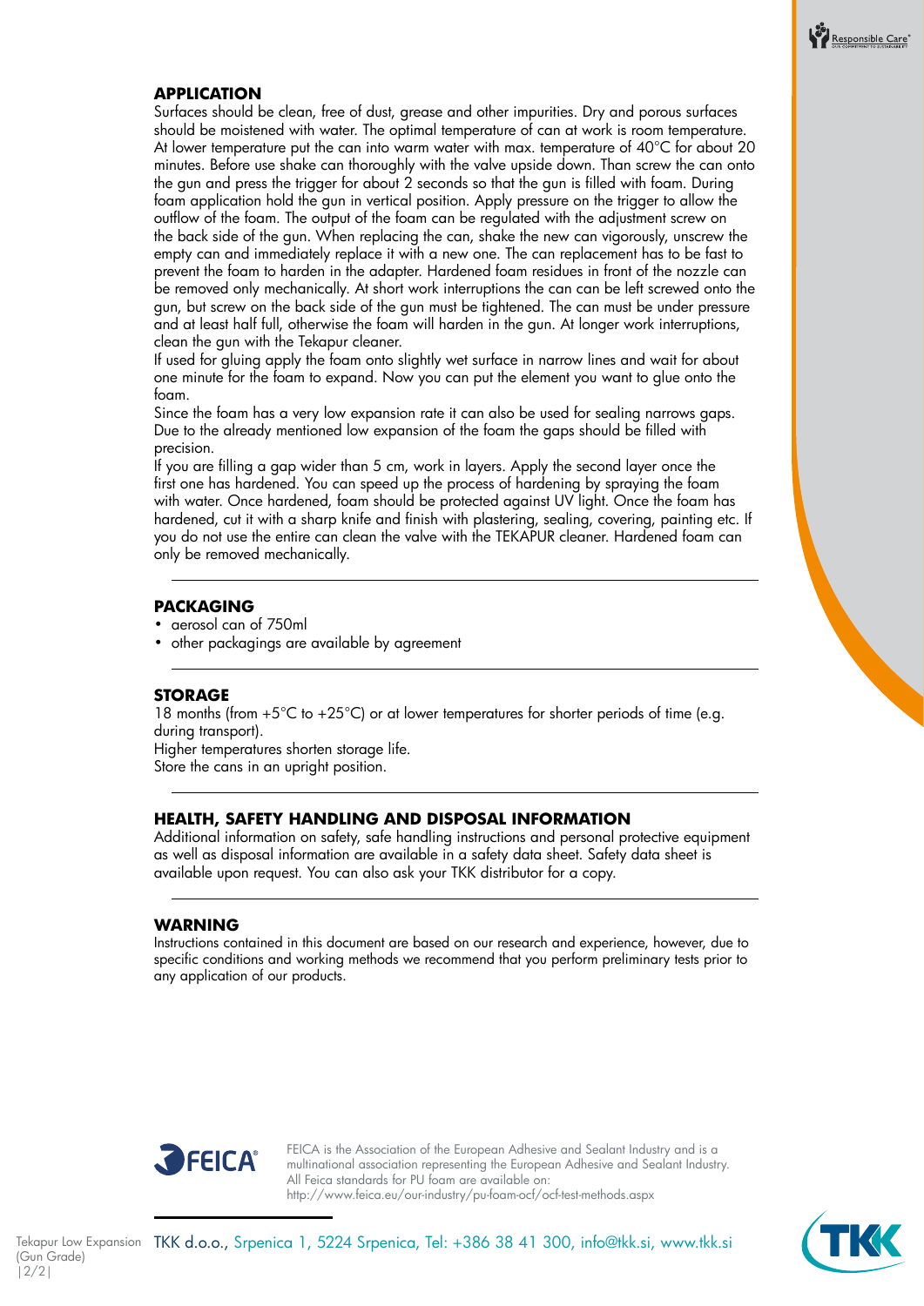## APPLICATION

Surfaces should be clean, free of dust, grease and other impurities. Dry and porous surfaces should be moistened with water. The optimal temperature of can at work is room temperature. At lower temperature put the can into warm water with max. temperature of 40°C for about 20 minutes. Before use shake can thoroughly with the valve upside down. Than screw the can onto the gun and press the trigger for about 2 seconds so that the gun is filled with foam. During foam application hold the gun in vertical position. Apply pressure on the trigger to allow the outflow of the foam. The output of the foam can be regulated with the adjustment screw on the back side of the gun. When replacing the can, shake the new can vigorously, unscrew the empty can and immediately replace it with a new one. The can replacement has to be fast to prevent the foam to harden in the adapter. Hardened foam residues in front of the nozzle can be removed only mechanically. At short work interruptions the can can be left screwed onto the gun, but screw on the back side of the gun must be tightened. The can must be under pressure and at least half full, otherwise the foam will harden in the gun. At longer work interruptions, clean the gun with the Tekapur cleaner.

If used for gluing apply the foam onto slightly wet surface in narrow lines and wait for about one minute for the foam to expand. Now you can put the element you want to glue onto the foam.

Since the foam has a very low expansion rate it can also be used for sealing narrows gaps. Due to the already mentioned low expansion of the foam the gaps should be filled with precision.

If you are filling a gap wider than 5 cm, work in layers. Apply the second layer once the first one has hardened. You can speed up the process of hardening by spraying the foam with water. Once hardened, foam should be protected against UV light. Once the foam has hardened, cut it with a sharp knife and finish with plastering, sealing, covering, painting etc. If you do not use the entire can clean the valve with the TEKAPUR cleaner. Hardened foam can only be removed mechanically.

## PACKAGING

- aerosol can of 750ml
- other packagings are available by agreement

## STORAGE

18 months (from +5°C to +25°C) or at lower temperatures for shorter periods of time (e.g. during transport).

Higher temperatures shorten storage life.

Store the cans in an upright position.

## HEALTH, SAFETY HANDLING AND DISPOSAL INFORMATION

Additional information on safety, safe handling instructions and personal protective equipment as well as disposal information are available in a safety data sheet. Safety data sheet is available upon request. You can also ask your TKK distributor for a copy.

## WARNING

Instructions contained in this document are based on our research and experience, however, due to specific conditions and working methods we recommend that you perform preliminary tests prior to any application of our products.

FEICA is the Association of the European Adhesive and Sealant Industry and is a multinational association representing the European Adhesive and Sealant Industry.
All Feica standards for PU foam are available on:
http://www.feica.eu/our-industry/pu-foam-ocf/ocf-test-methods.aspx

Tekapur Low Expansion (Gun Grade)

TKK d.o.o., Srpenica 1, 5224 Srpenica, Tel: +386 38 41 300, info@tkk.si, www.tkk.si